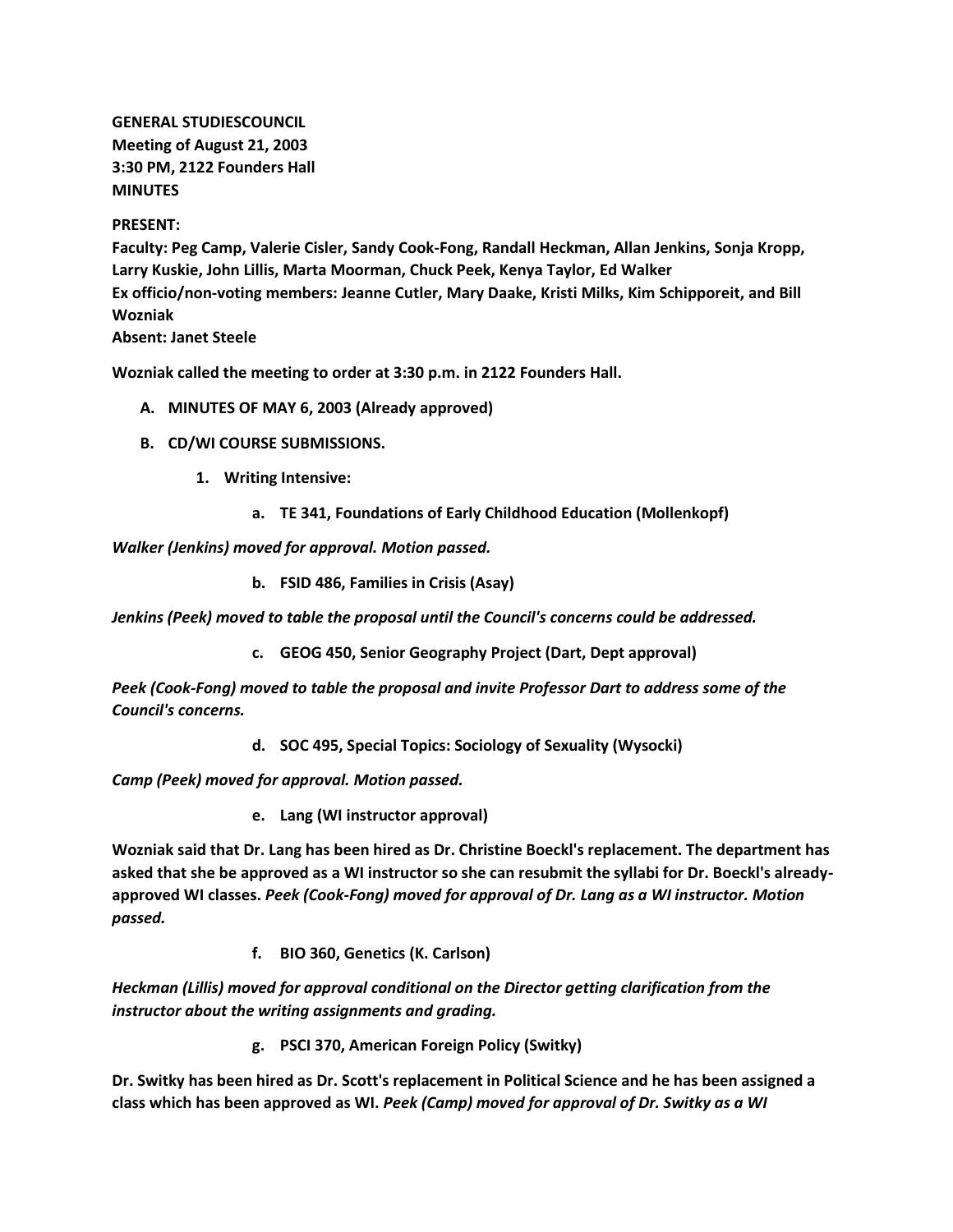**GENERAL STUDIESCOUNCIL**
**Meeting of August 21, 2003**
**3:30 PM, 2122 Founders Hall**
**MINUTES**

**PRESENT:**
**Faculty: Peg Camp, Valerie Cisler, Sandy Cook-Fong, Randall Heckman, Allan Jenkins, Sonja Kropp, Larry Kuskie, John Lillis, Marta Moorman, Chuck Peek, Kenya Taylor, Ed Walker**
**Ex officio/non-voting members: Jeanne Cutler, Mary Daake, Kristi Milks, Kim Schipporeit, and Bill Wozniak**
**Absent: Janet Steele**

**Wozniak called the meeting to order at 3:30 p.m. in 2122 Founders Hall.**

**A. MINUTES OF MAY 6, 2003 (Already approved)**

**B. CD/WI COURSE SUBMISSIONS.**

**1. Writing Intensive:**

**a. TE 341, Foundations of Early Childhood Education (Mollenkopf)**

***Walker (Jenkins) moved for approval. Motion passed.***

**b. FSID 486, Families in Crisis (Asay)**

***Jenkins (Peek) moved to table the proposal until the Council's concerns could be addressed.***

**c. GEOG 450, Senior Geography Project (Dart, Dept approval)**

***Peek (Cook-Fong) moved to table the proposal and invite Professor Dart to address some of the Council's concerns.***

**d. SOC 495, Special Topics: Sociology of Sexuality (Wysocki)**

***Camp (Peek) moved for approval. Motion passed.***

**e. Lang (WI instructor approval)**

**Wozniak said that Dr. Lang has been hired as Dr. Christine Boeckl's replacement. The department has asked that she be approved as a WI instructor so she can resubmit the syllabi for Dr. Boeckl's already-approved WI classes.** ***Peek (Cook-Fong) moved for approval of Dr. Lang as a WI instructor. Motion passed.***

**f. BIO 360, Genetics (K. Carlson)**

***Heckman (Lillis) moved for approval conditional on the Director getting clarification from the instructor about the writing assignments and grading.***

**g. PSCI 370, American Foreign Policy (Switky)**

**Dr. Switky has been hired as Dr. Scott's replacement in Political Science and he has been assigned a class which has been approved as WI.** ***Peek (Camp) moved for approval of Dr. Switky as a WI***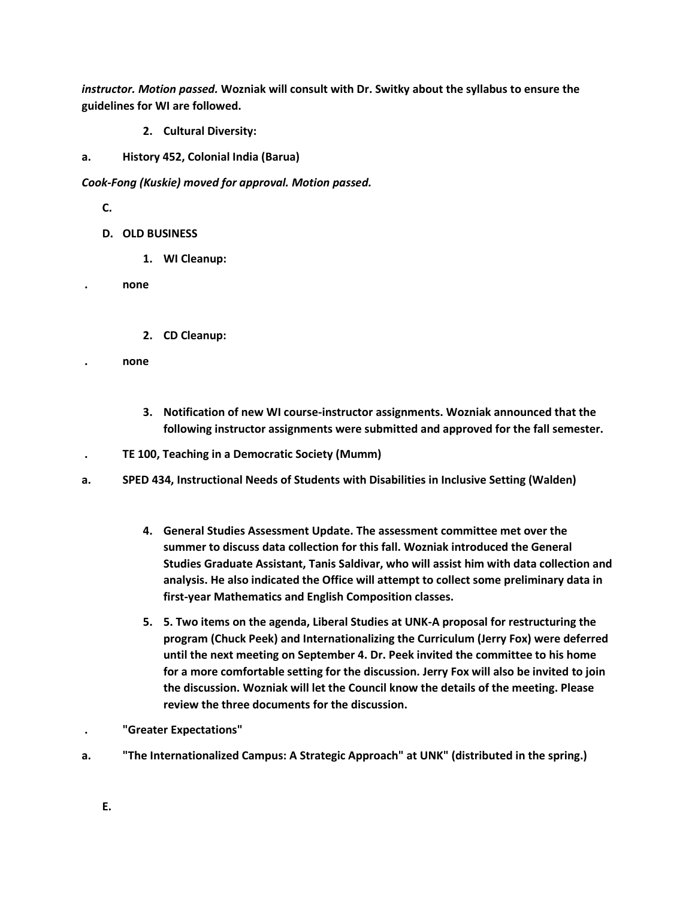*instructor. Motion passed.* **Wozniak will consult with Dr. Switky about the syllabus to ensure the guidelines for WI are followed.**

**2. Cultural Diversity:**

**a. History 452, Colonial India (Barua)**

***Cook-Fong (Kuskie) moved for approval. Motion passed.***

**C.**

**D. OLD BUSINESS**

**1. WI Cleanup:**

**. none**

**2. CD Cleanup:**

**. none**

**3. Notification of new WI course-instructor assignments. Wozniak announced that the following instructor assignments were submitted and approved for the fall semester.**

**. TE 100, Teaching in a Democratic Society (Mumm)**

**a. SPED 434, Instructional Needs of Students with Disabilities in Inclusive Setting (Walden)**

**4. General Studies Assessment Update. The assessment committee met over the summer to discuss data collection for this fall. Wozniak introduced the General Studies Graduate Assistant, Tanis Saldivar, who will assist him with data collection and analysis. He also indicated the Office will attempt to collect some preliminary data in first-year Mathematics and English Composition classes.**

**5. 5. Two items on the agenda, Liberal Studies at UNK-A proposal for restructuring the program (Chuck Peek) and Internationalizing the Curriculum (Jerry Fox) were deferred until the next meeting on September 4. Dr. Peek invited the committee to his home for a more comfortable setting for the discussion. Jerry Fox will also be invited to join the discussion. Wozniak will let the Council know the details of the meeting. Please review the three documents for the discussion.**

**. "Greater Expectations"**

**a. "The Internationalized Campus: A Strategic Approach" at UNK" (distributed in the spring.)**

**E.**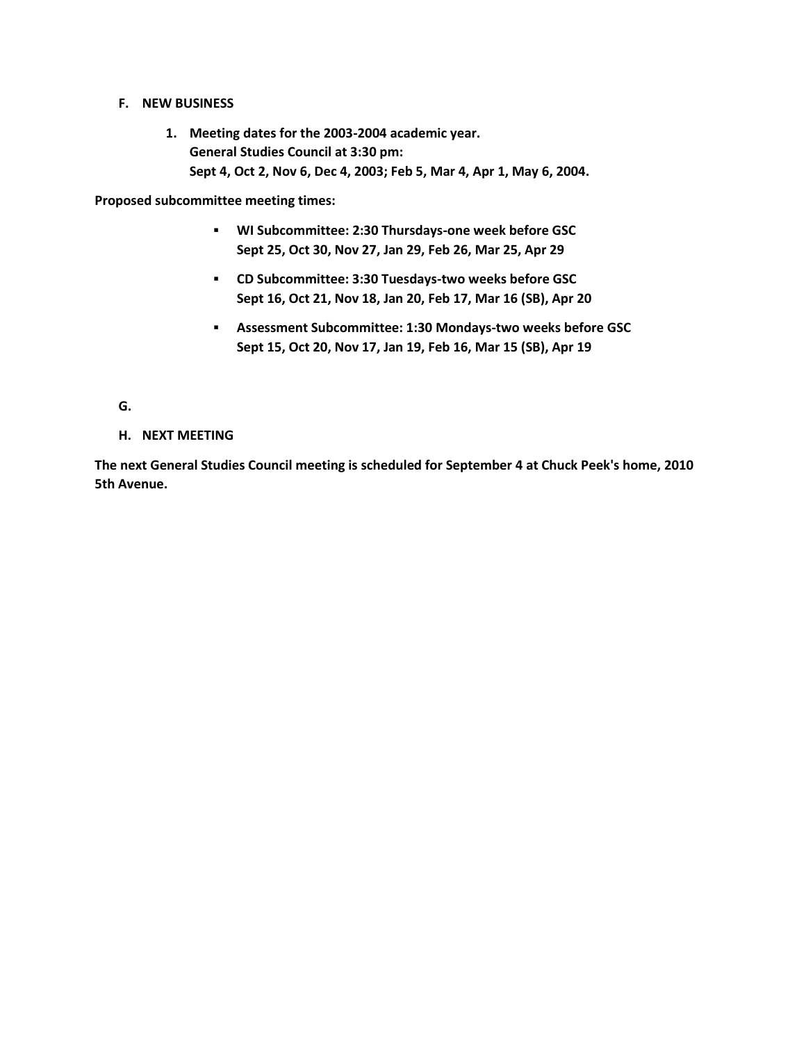**F. NEW BUSINESS**

1. **Meeting dates for the 2003-2004 academic year.**
   **General Studies Council at 3:30 pm:**
   **Sept 4, Oct 2, Nov 6, Dec 4, 2003; Feb 5, Mar 4, Apr 1, May 6, 2004.**

**Proposed subcommittee meeting times:**

- **WI Subcommittee: 2:30 Thursdays-one week before GSC**
  **Sept 25, Oct 30, Nov 27, Jan 29, Feb 26, Mar 25, Apr 29**
- **CD Subcommittee: 3:30 Tuesdays-two weeks before GSC**
  **Sept 16, Oct 21, Nov 18, Jan 20, Feb 17, Mar 16 (SB), Apr 20**
- **Assessment Subcommittee: 1:30 Mondays-two weeks before GSC**
  **Sept 15, Oct 20, Nov 17, Jan 19, Feb 16, Mar 15 (SB), Apr 19**

**G.**

**H. NEXT MEETING**

**The next General Studies Council meeting is scheduled for September 4 at Chuck Peek's home, 2010 5th Avenue.**